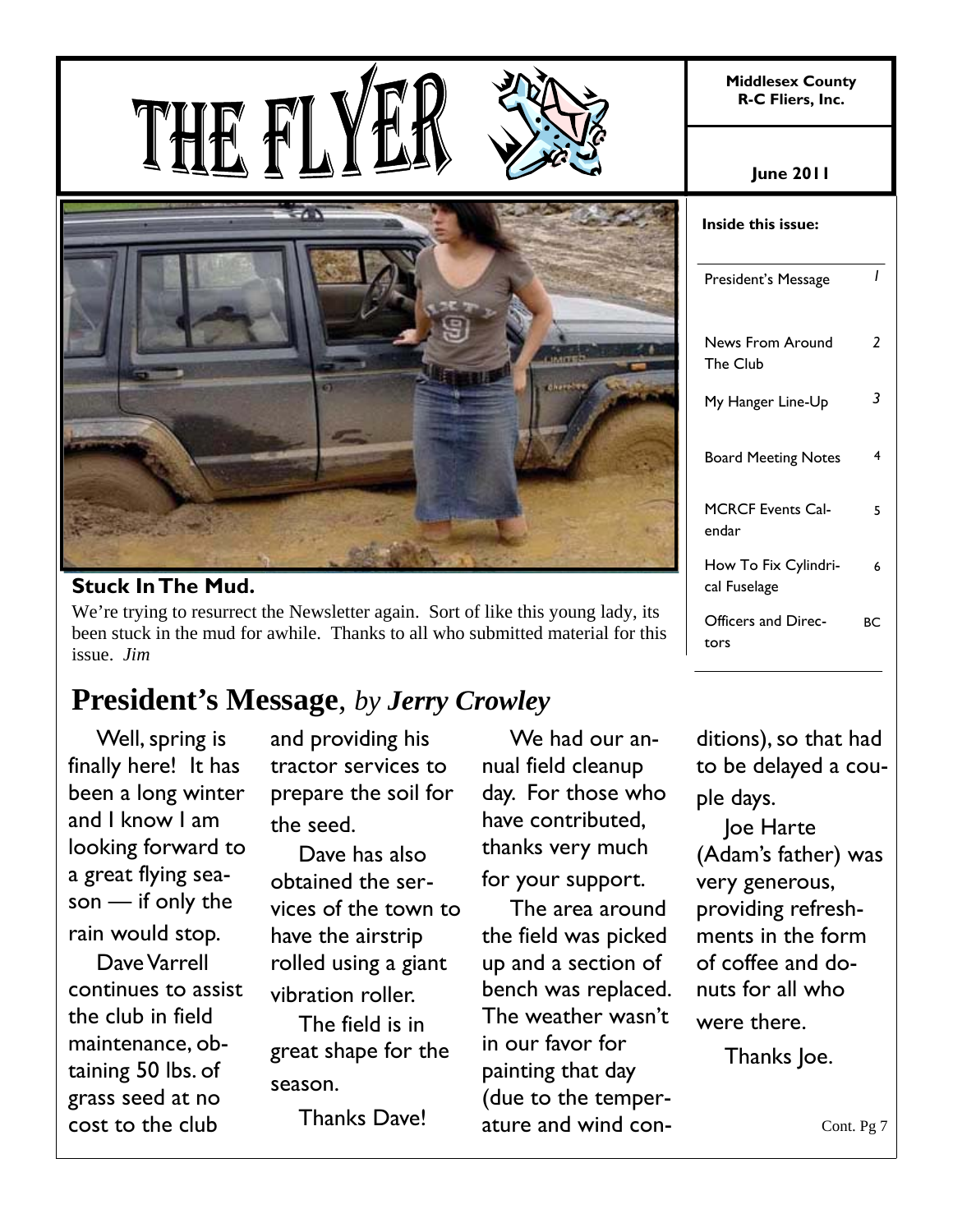# THE FLYER

**Middlesex County R-C Fliers, Inc.**

**June 2011**

**Inside this issue:**

| | |
|---|---|
| President's Message | 1 |
| News From Around The Club | 2 |
| My Hanger Line-Up | 3 |
| Board Meeting Notes | 4 |
| MCRCF Events Calendar | 5 |
| How To Fix Cylindrical Fuselage | 6 |
| Officers and Directors | BC |

**Stuck In The Mud.**

We're trying to resurrect the Newsletter again. Sort of like this young lady, its been stuck in the mud for awhile. Thanks to all who submitted material for this issue. *Jim*

## President's Message, *by Jerry Crowley*

Well, spring is finally here! It has been a long winter and I know I am looking forward to a great flying season — if only the rain would stop.

Dave Varrell continues to assist the club in field maintenance, obtaining 50 lbs. of grass seed at no cost to the club and providing his tractor services to prepare the soil for the seed.

Dave has also obtained the services of the town to have the airstrip rolled using a giant vibration roller.

The field is in great shape for the season.

Thanks Dave!

We had our annual field cleanup day. For those who have contributed, thanks very much for your support.

The area around the field was picked up and a section of bench was replaced. The weather wasn't in our favor for painting that day (due to the temperature and wind conditions), so that had to be delayed a couple days.

Joe Harte (Adam's father) was very generous, providing refreshments in the form of coffee and donuts for all who were there.

Thanks Joe.

Cont. Pg 7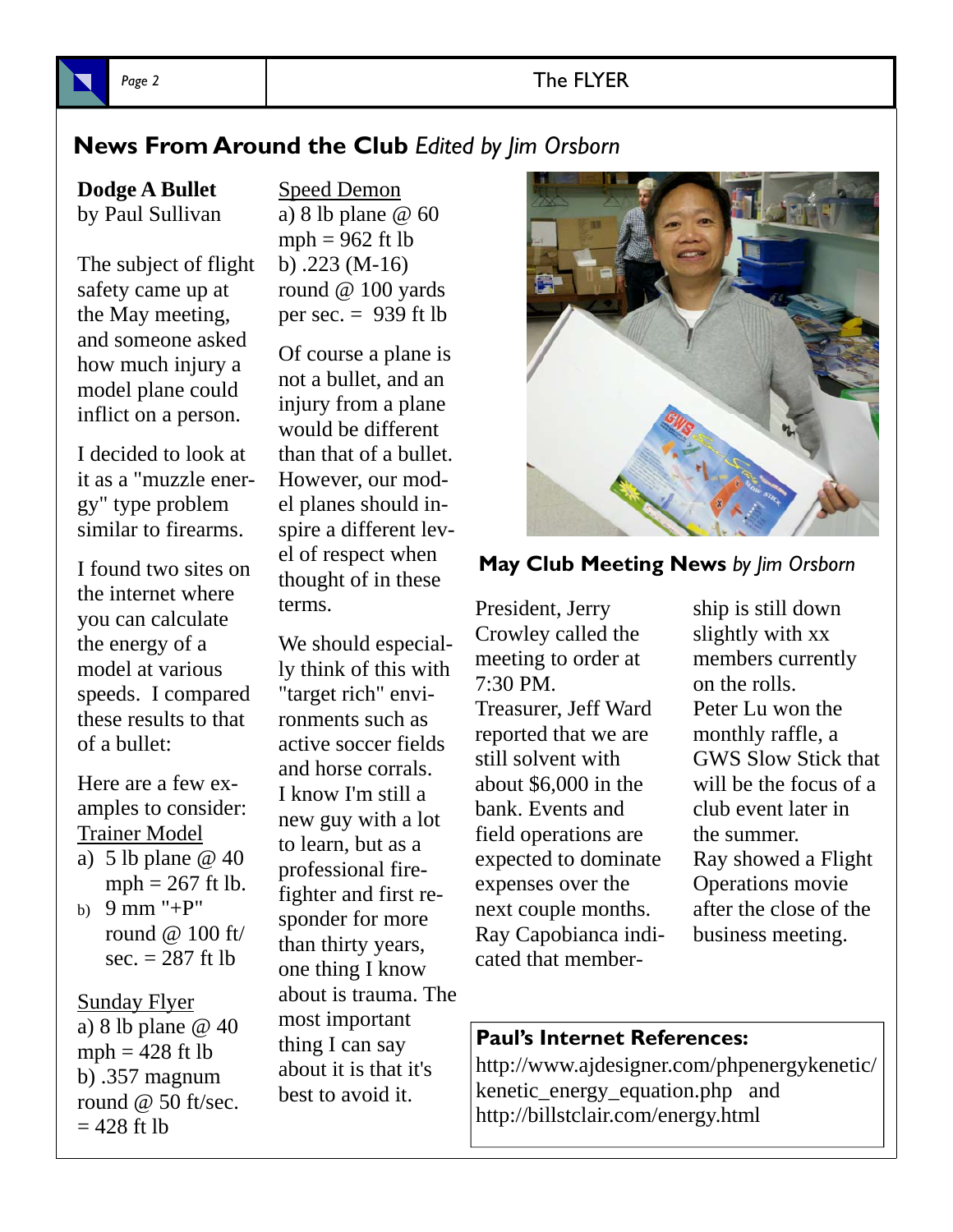## News From Around the Club *Edited by Jim Orsborn*

### Dodge A Bullet

by Paul Sullivan

The subject of flight safety came up at the May meeting, and someone asked how much injury a model plane could inflict on a person.

I decided to look at it as a "muzzle energy" type problem similar to firearms.

I found two sites on the internet where you can calculate the energy of a model at various speeds. I compared these results to that of a bullet:

Here are a few examples to consider:

Trainer Model

a) 5 lb plane @ 40 mph = 267 ft lb.
b) 9 mm "+P" round @ 100 ft/sec. = 287 ft lb

Sunday Flyer

a) 8 lb plane @ 40 mph = 428 ft lb
b) .357 magnum round @ 50 ft/sec. = 428 ft lb

Speed Demon

a) 8 lb plane @ 60 mph = 962 ft lb
b) .223 (M-16) round @ 100 yards per sec. = 939 ft lb

Of course a plane is not a bullet, and an injury from a plane would be different than that of a bullet. However, our model planes should inspire a different level of respect when thought of in these terms.

We should especially think of this with "target rich" environments such as active soccer fields and horse corrals. I know I'm still a new guy with a lot to learn, but as a professional firefighter and first responder for more than thirty years, one thing I know about is trauma. The most important thing I can say about it is that it's best to avoid it.

### May Club Meeting News *by Jim Orsborn*

President, Jerry Crowley called the meeting to order at 7:30 PM.
Treasurer, Jeff Ward reported that we are still solvent with about $6,000 in the bank. Events and field operations are expected to dominate expenses over the next couple months.
Ray Capobianca indicated that membership is still down slightly with xx members currently on the rolls.
Peter Lu won the monthly raffle, a GWS Slow Stick that will be the focus of a club event later in the summer.
Ray showed a Flight Operations movie after the close of the business meeting.

**Paul's Internet References:**
http://www.ajdesigner.com/phpenergykinetic/kenetic_energy_equation.php and
http://billstclair.com/energy.html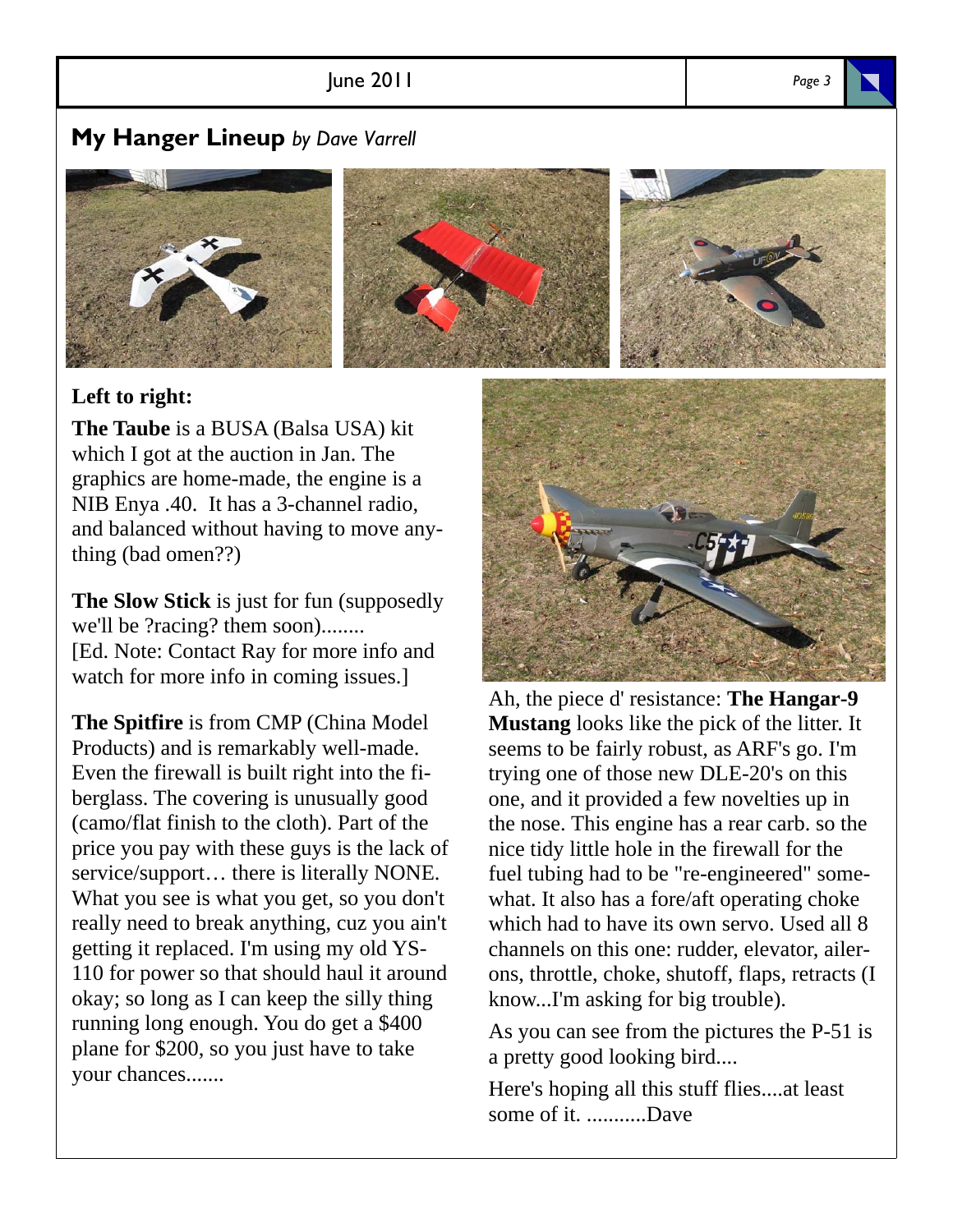## My Hanger Lineup *by Dave Varrell*

**Left to right:**

**The Taube** is a BUSA (Balsa USA) kit which I got at the auction in Jan. The graphics are home-made, the engine is a NIB Enya .40. It has a 3-channel radio, and balanced without having to move anything (bad omen??)

**The Slow Stick** is just for fun (supposedly we'll be ?racing? them soon)........
[Ed. Note: Contact Ray for more info and watch for more info in coming issues.]

**The Spitfire** is from CMP (China Model Products) and is remarkably well-made. Even the firewall is built right into the fiberglass. The covering is unusually good (camo/flat finish to the cloth). Part of the price you pay with these guys is the lack of service/support… there is literally NONE. What you see is what you get, so you don't really need to break anything, cuz you ain't getting it replaced. I'm using my old YS-110 for power so that should haul it around okay; so long as I can keep the silly thing running long enough. You do get a $400 plane for $200, so you just have to take your chances.......

Ah, the piece d' resistance: **The Hangar-9 Mustang** looks like the pick of the litter. It seems to be fairly robust, as ARF's go. I'm trying one of those new DLE-20's on this one, and it provided a few novelties up in the nose. This engine has a rear carb. so the nice tidy little hole in the firewall for the fuel tubing had to be "re-engineered" somewhat. It also has a fore/aft operating choke which had to have its own servo. Used all 8 channels on this one: rudder, elevator, ailerons, throttle, choke, shutoff, flaps, retracts (I know...I'm asking for big trouble).

As you can see from the pictures the P-51 is a pretty good looking bird....

Here's hoping all this stuff flies....at least some of it. ...........Dave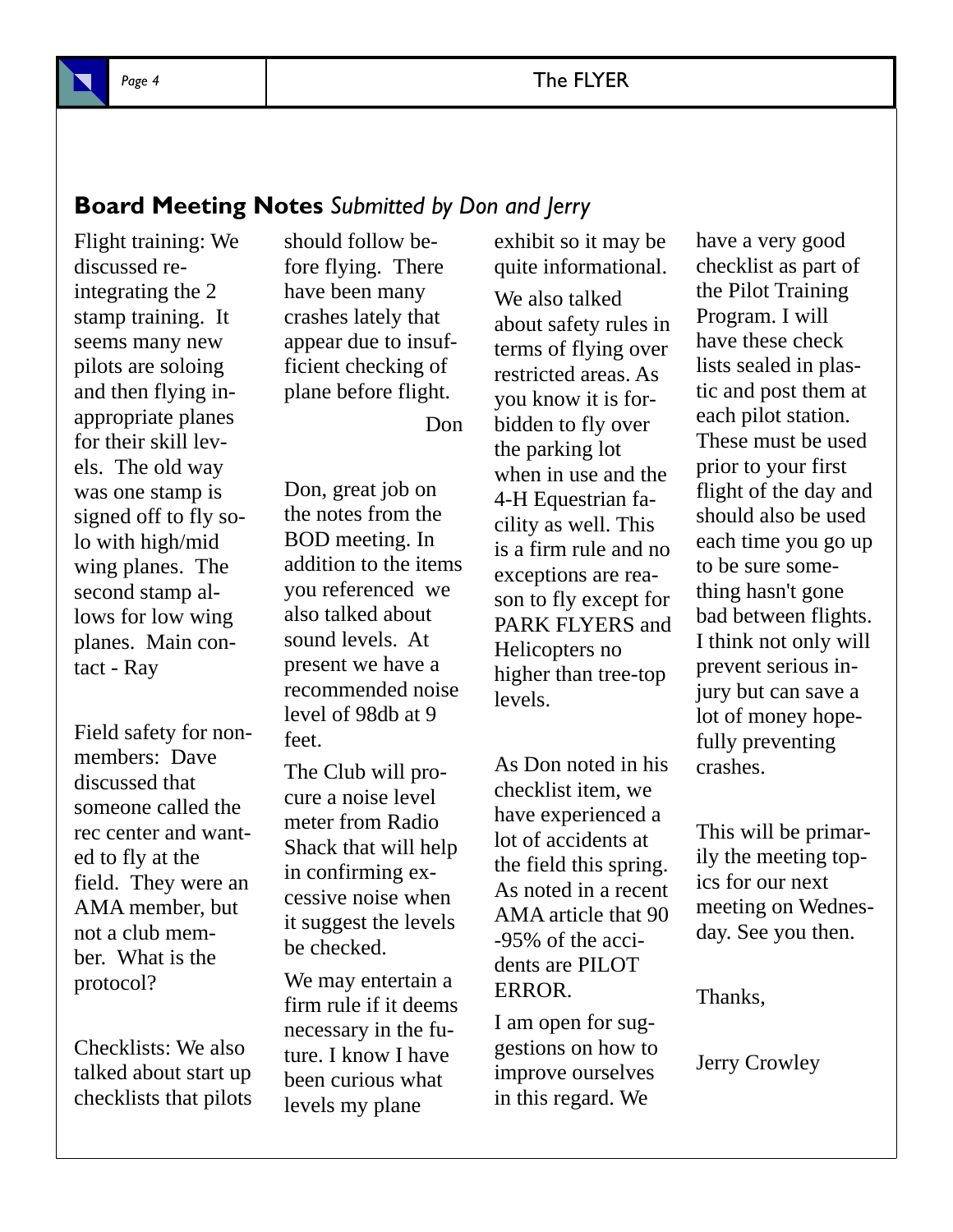## Board Meeting Notes *Submitted by Don and Jerry*

Flight training: We discussed re-integrating the 2 stamp training. It seems many new pilots are soloing and then flying inappropriate planes for their skill levels. The old way was one stamp is signed off to fly solo with high/mid wing planes. The second stamp allows for low wing planes. Main contact - Ray

Field safety for non-members: Dave discussed that someone called the rec center and wanted to fly at the field. They were an AMA member, but not a club member. What is the protocol?

Checklists: We also talked about start up checklists that pilots should follow before flying. There have been many crashes lately that appear due to insufficient checking of plane before flight.

Don

Don, great job on the notes from the BOD meeting. In addition to the items you referenced we also talked about sound levels. At present we have a recommended noise level of 98db at 9 feet.

The Club will procure a noise level meter from Radio Shack that will help in confirming excessive noise when it suggest the levels be checked.

We may entertain a firm rule if it deems necessary in the future. I know I have been curious what levels my plane exhibit so it may be quite informational.

We also talked about safety rules in terms of flying over restricted areas. As you know it is forbidden to fly over the parking lot when in use and the 4-H Equestrian facility as well. This is a firm rule and no exceptions are reason to fly except for PARK FLYERS and Helicopters no higher than tree-top levels.

As Don noted in his checklist item, we have experienced a lot of accidents at the field this spring. As noted in a recent AMA article that 90-95% of the accidents are PILOT ERROR.

I am open for suggestions on how to improve ourselves in this regard. We have a very good checklist as part of the Pilot Training Program. I will have these check lists sealed in plastic and post them at each pilot station. These must be used prior to your first flight of the day and should also be used each time you go up to be sure something hasn't gone bad between flights. I think not only will prevent serious injury but can save a lot of money hopefully preventing crashes.

This will be primarily the meeting topics for our next meeting on Wednesday. See you then.

Thanks,

Jerry Crowley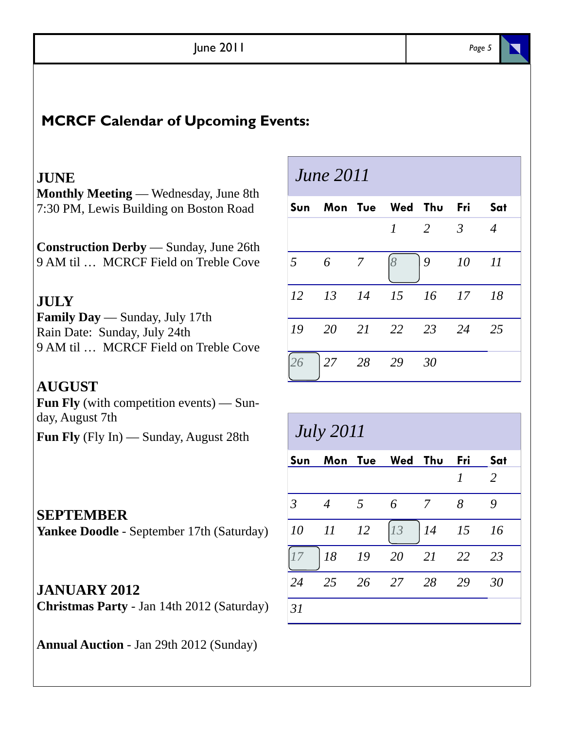## MCRCF Calendar of Upcoming Events:

### JUNE

**Monthly Meeting** — Wednesday, June 8th
7:30 PM, Lewis Building on Boston Road

**Construction Derby** — Sunday, June 26th
9 AM til … MCRCF Field on Treble Cove

### JULY

**Family Day** — Sunday, July 17th
Rain Date: Sunday, July 24th
9 AM til … MCRCF Field on Treble Cove

### AUGUST

**Fun Fly** (with competition events) — Sunday, August 7th

**Fun Fly** (Fly In) — Sunday, August 28th

### SEPTEMBER

**Yankee Doodle** - September 17th (Saturday)

### JANUARY 2012

**Christmas Party** - Jan 14th 2012 (Saturday)

**Annual Auction** - Jan 29th 2012 (Sunday)

*June 2011*

| Sun | Mon | Tue | Wed | Thu | Fri | Sat |
|---|---|---|---|---|---|---|
| | | | 1 | 2 | 3 | 4 |
| 5 | 6 | 7 | 8 | 9 | 10 | 11 |
| 12 | 13 | 14 | 15 | 16 | 17 | 18 |
| 19 | 20 | 21 | 22 | 23 | 24 | 25 |
| 26 | 27 | 28 | 29 | 30 | | |

*July 2011*

| Sun | Mon | Tue | Wed | Thu | Fri | Sat |
|---|---|---|---|---|---|---|
| | | | | | 1 | 2 |
| 3 | 4 | 5 | 6 | 7 | 8 | 9 |
| 10 | 11 | 12 | 13 | 14 | 15 | 16 |
| 17 | 18 | 19 | 20 | 21 | 22 | 23 |
| 24 | 25 | 26 | 27 | 28 | 29 | 30 |
| 31 | | | | | | |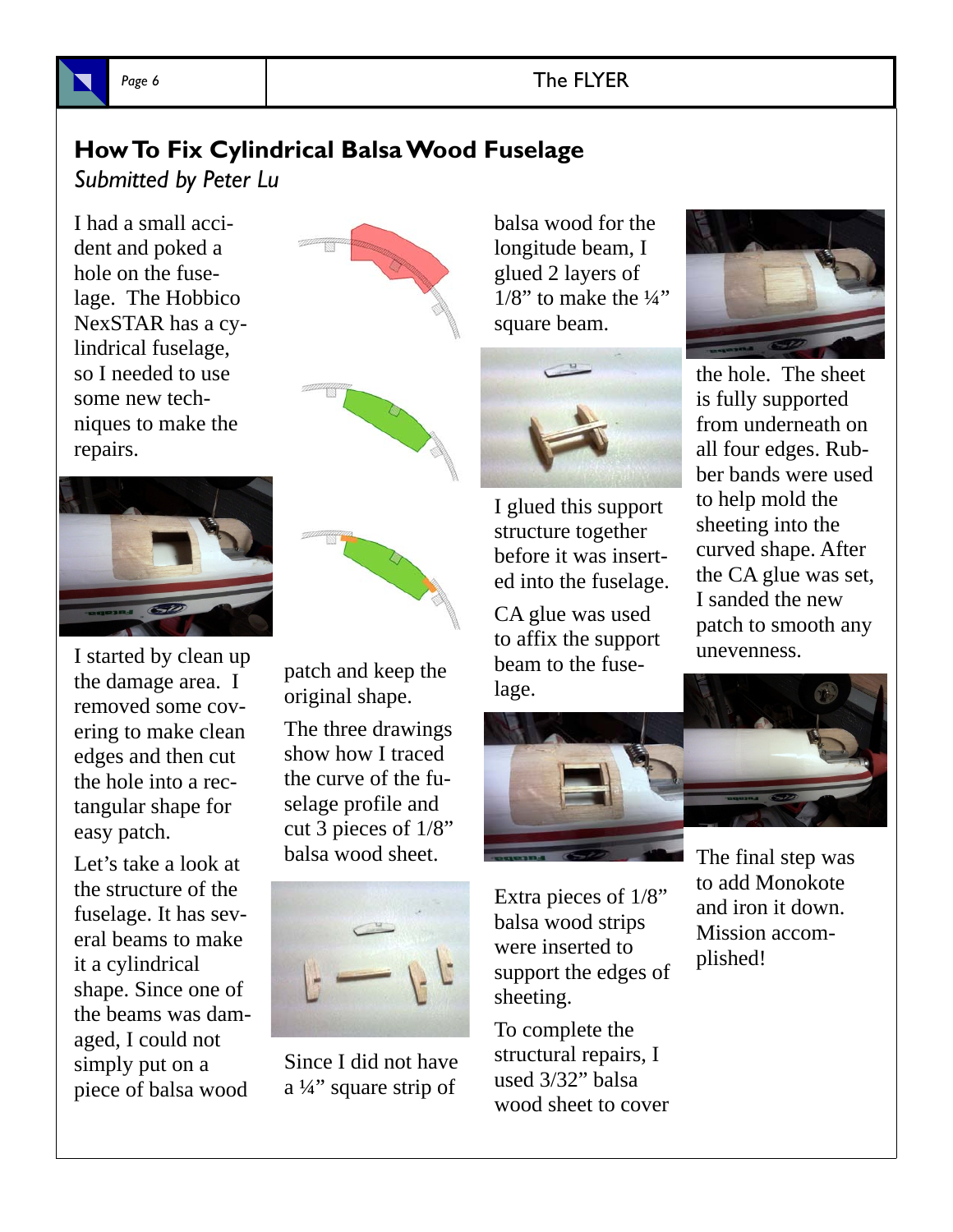## How To Fix Cylindrical Balsa Wood Fuselage

*Submitted by Peter Lu*

I had a small accident and poked a hole on the fuselage. The Hobbico NexSTAR has a cylindrical fuselage, so I needed to use some new techniques to make the repairs.

I started by clean up the damage area. I removed some covering to make clean edges and then cut the hole into a rectangular shape for easy patch.

Let's take a look at the structure of the fuselage. It has several beams to make it a cylindrical shape. Since one of the beams was damaged, I could not simply put on a piece of balsa wood patch and keep the original shape.

The three drawings show how I traced the curve of the fuselage profile and cut 3 pieces of 1/8" balsa wood sheet.

Since I did not have a ¼" square strip of balsa wood for the longitude beam, I glued 2 layers of 1/8" to make the ¼" square beam.

I glued this support structure together before it was inserted into the fuselage.

CA glue was used to affix the support beam to the fuselage.

Extra pieces of 1/8" balsa wood strips were inserted to support the edges of sheeting.

To complete the structural repairs, I used 3/32" balsa wood sheet to cover the hole. The sheet is fully supported from underneath on all four edges. Rubber bands were used to help mold the sheeting into the curved shape. After the CA glue was set, I sanded the new patch to smooth any unevenness.

The final step was to add Monokote and iron it down. Mission accomplished!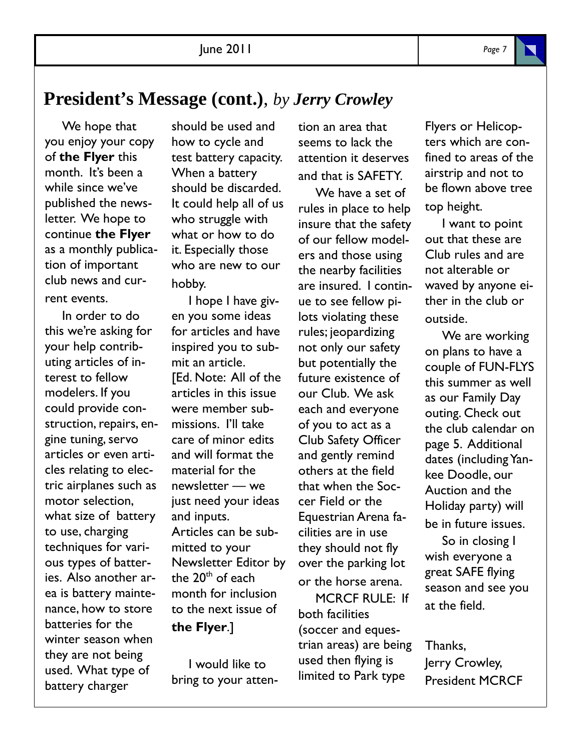## **President's Message (cont.)**, *by Jerry Crowley*

We hope that you enjoy your copy of **the Flyer** this month. It's been a while since we've published the newsletter. We hope to continue **the Flyer** as a monthly publication of important club news and current events.

In order to do this we're asking for your help contributing articles of interest to fellow modelers. If you could provide construction, repairs, engine tuning, servo articles or even articles relating to electric airplanes such as motor selection, what size of battery to use, charging techniques for various types of batteries. Also another area is battery maintenance, how to store batteries for the winter season when they are not being used. What type of battery charger should be used and how to cycle and test battery capacity. When a battery should be discarded. It could help all of us who struggle with what or how to do it. Especially those who are new to our hobby.

I hope I have given you some ideas for articles and have inspired you to submit an article.

[Ed. Note: All of the articles in this issue were member submissions. I'll take care of minor edits and will format the material for the newsletter — we just need your ideas and inputs.
Articles can be submitted to your Newsletter Editor by the 20th of each month for inclusion to the next issue of **the Flyer**.]

I would like to bring to your attention an area that seems to lack the attention it deserves and that is SAFETY.

We have a set of rules in place to help insure that the safety of our fellow modelers and those using the nearby facilities are insured. I continue to see fellow pilots violating these rules; jeopardizing not only our safety but potentially the future existence of our Club. We ask each and everyone of you to act as a Club Safety Officer and gently remind others at the field that when the Soccer Field or the Equestrian Arena facilities are in use they should not fly over the parking lot or the horse arena.

MCRCF RULE: If both facilities (soccer and equestrian areas) are being used then flying is limited to Park type Flyers or Helicopters which are confined to areas of the airstrip and not to be flown above tree top height.

I want to point out that these are Club rules and are not alterable or waved by anyone either in the club or outside.

We are working on plans to have a couple of FUN-FLYS this summer as well as our Family Day outing. Check out the club calendar on page 5. Additional dates (including Yankee Doodle, our Auction and the Holiday party) will be in future issues.

So in closing I wish everyone a great SAFE flying season and see you at the field.

Thanks,
Jerry Crowley,
President MCRCF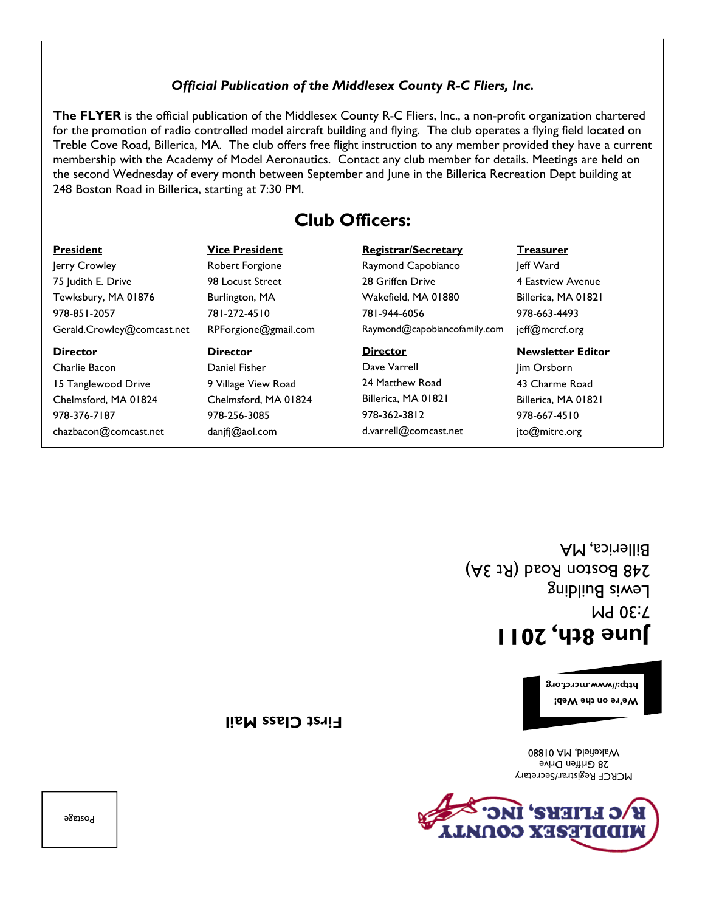*Official Publication of the Middlesex County R-C Fliers, Inc.*

**The FLYER** is the official publication of the Middlesex County R-C Fliers, Inc., a non-profit organization chartered for the promotion of radio controlled model aircraft building and flying. The club operates a flying field located on Treble Cove Road, Billerica, MA. The club offers free flight instruction to any member provided they have a current membership with the Academy of Model Aeronautics. Contact any club member for details. Meetings are held on the second Wednesday of every month between September and June in the Billerica Recreation Dept building at 248 Boston Road in Billerica, starting at 7:30 PM.

## Club Officers:

**President**
Jerry Crowley
75 Judith E. Drive
Tewksbury, MA 01876
978-851-2057
Gerald.Crowley@comcast.net

**Vice President**
Robert Forgione
98 Locust Street
Burlington, MA
781-272-4510
RPForgione@gmail.com

**Registrar/Secretary**
Raymond Capobianco
28 Griffen Drive
Wakefield, MA 01880
781-944-6056
Raymond@capobiancofamily.com

**Treasurer**
Jeff Ward
4 Eastview Avenue
Billerica, MA 01821
978-663-4493
jeff@mcrcf.org

**Director**
Charlie Bacon
15 Tanglewood Drive
Chelmsford, MA 01824
978-376-7187
chazbacon@comcast.net

**Director**
Daniel Fisher
9 Village View Road
Chelmsford, MA 01824
978-256-3085
danjfj@aol.com

**Director**
Dave Varrell
24 Matthew Road
Billerica, MA 01821
978-362-3812
d.varrell@comcast.net

**Newsletter Editor**
Jim Orsborn
43 Charme Road
Billerica, MA 01821
978-667-4510
jto@mitre.org

**June 8th, 2011**
7:30 PM
Lewis Building
248 Boston Road (Rt 3A)
Billerica, MA

**We're on the Web!**
**http://www.mcrcf.org**

MIDDLESEX COUNTY R/C FLIERS, INC.

MCRCF Registrar/Secretary
28 Griffen Drive
Wakefield, MA 01880

**First Class Mail**

Postage